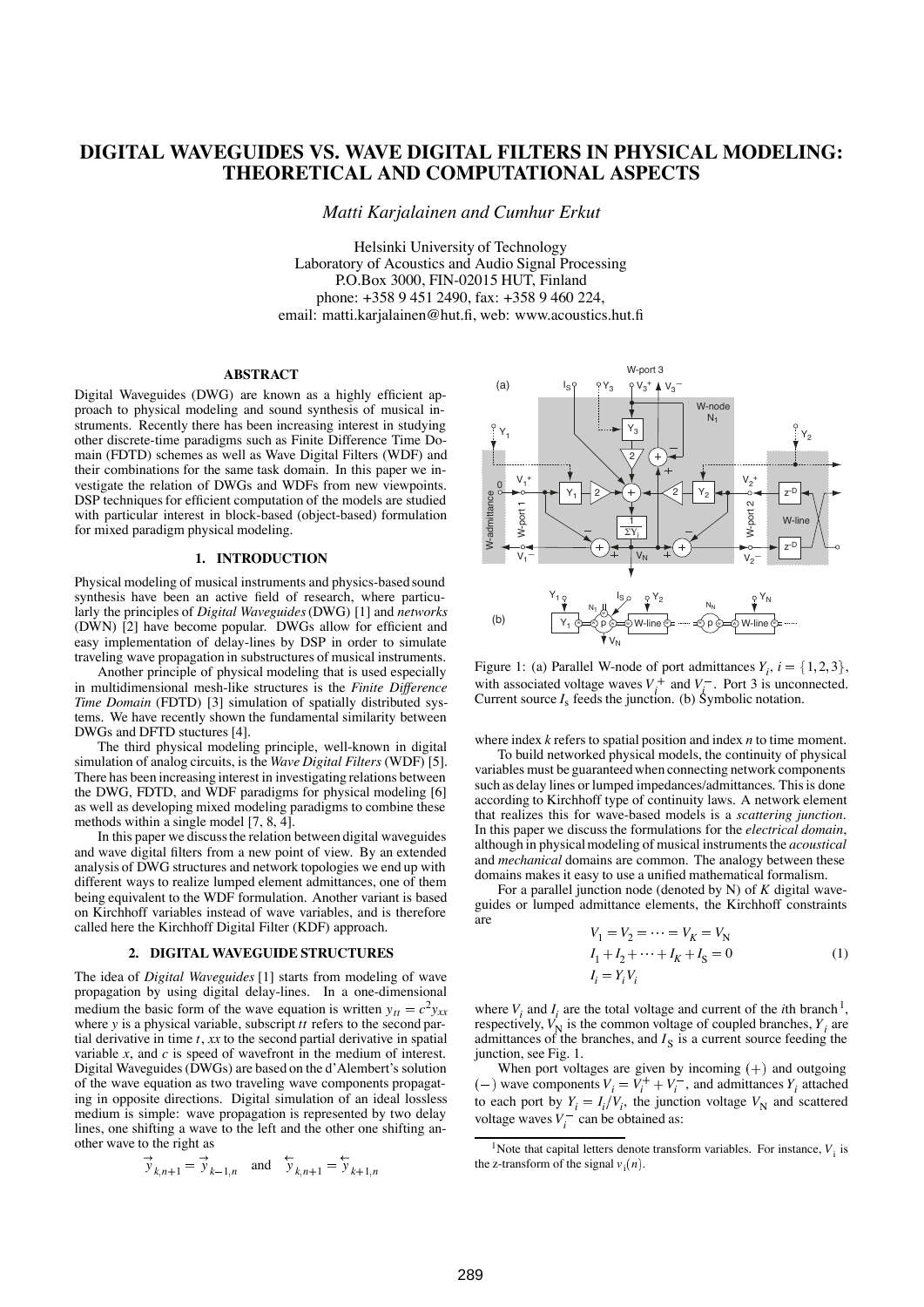# DIGITAL WAVEGUIDES VS. WAVE DIGITAL FILTERS IN PHYSICAL MODELING: THEORETICAL AND COMPUTATIONAL ASPECTS

*Matti Karjalainen and Cumhur Erkut*

Helsinki University of Technology
Laboratory of Acoustics and Audio Signal Processing
P.O.Box 3000, FIN-02015 HUT, Finland
phone: +358 9 451 2490, fax: +358 9 460 224,
email: matti.karjalainen@hut.fi, web: www.acoustics.hut.fi

### ABSTRACT

Digital Waveguides (DWG) are known as a highly efficient approach to physical modeling and sound synthesis of musical instruments. Recently there has been increasing interest in studying other discrete-time paradigms such as Finite Difference Time Domain (FDTD) schemes as well as Wave Digital Filters (WDF) and their combinations for the same task domain. In this paper we investigate the relation of DWGs and WDFs from new viewpoints. DSP techniques for efficient computation of the models are studied with particular interest in block-based (object-based) formulation for mixed paradigm physical modeling.

## 1. INTRODUCTION

Physical modeling of musical instruments and physics-based sound synthesis have been an active field of research, where particularly the principles of *Digital Waveguides* (DWG) [1] and *networks* (DWN) [2] have become popular. DWGs allow for efficient and easy implementation of delay-lines by DSP in order to simulate traveling wave propagation in substructures of musical instruments.

Another principle of physical modeling that is used especially in multidimensional mesh-like structures is the *Finite Difference Time Domain* (FDTD) [3] simulation of spatially distributed systems. We have recently shown the fundamental similarity between DWGs and DFTD stuctures [4].

The third physical modeling principle, well-known in digital simulation of analog circuits, is the *Wave Digital Filters* (WDF) [5]. There has been increasing interest in investigating relations between the DWG, FDTD, and WDF paradigms for physical modeling [6] as well as developing mixed modeling paradigms to combine these methods within a single model [7, 8, 4].

In this paper we discuss the relation between digital waveguides and wave digital filters from a new point of view. By an extended analysis of DWG structures and network topologies we end up with different ways to realize lumped element admittances, one of them being equivalent to the WDF formulation. Another variant is based on Kirchhoff variables instead of wave variables, and is therefore called here the Kirchhoff Digital Filter (KDF) approach.

## 2. DIGITAL WAVEGUIDE STRUCTURES

The idea of *Digital Waveguides* [1] starts from modeling of wave propagation by using digital delay-lines. In a one-dimensional medium the basic form of the wave equation is written $y_{tt} = c^2 y_{xx}$ where $y$ is a physical variable, subscript $tt$ refers to the second partial derivative in time $t$, $xx$ to the second partial derivative in spatial variable $x$, and $c$ is speed of wavefront in the medium of interest. Digital Waveguides (DWGs) are based on the d'Alembert's solution of the wave equation as two traveling wave components propagating in opposite directions. Digital simulation of an ideal lossless medium is simple: wave propagation is represented by two delay lines, one shifting a wave to the left and the other one shifting another wave to the right as

$$\overrightarrow{y}_{k,n+1} = \overrightarrow{y}_{k-1,n} \quad \text{and} \quad \overleftarrow{y}_{k,n+1} = \overleftarrow{y}_{k+1,n}$$

Figure 1: (a) Parallel W-node of port admittances $Y_i$, $i = \{1,2,3\}$, with associated voltage waves $V_i^+$ and $V_i^-$. Port 3 is unconnected. Current source $I_s$ feeds the junction. (b) Symbolic notation.

where index $k$ refers to spatial position and index $n$ to time moment.

To build networked physical models, the continuity of physical variables must be guaranteed when connecting network components such as delay lines or lumped impedances/admittances. This is done according to Kirchhoff type of continuity laws. A network element that realizes this for wave-based models is a *scattering junction*. In this paper we discuss the formulations for the *electrical domain*, although in physical modeling of musical instruments the *acoustical* and *mechanical* domains are common. The analogy between these domains makes it easy to use a unified mathematical formalism.

For a parallel junction node (denoted by N) of $K$ digital waveguides or lumped admittance elements, the Kirchhoff constraints are

$$\begin{aligned} &V_1 = V_2 = \cdots = V_K = V_N \\ &I_1 + I_2 + \cdots + I_K + I_S = 0 \\ &I_i = Y_i V_i \end{aligned} \tag{1}$$

where $V_i$ and $I_i$ are the total voltage and current of the $i$th branch[1], respectively, $V_N$ is the common voltage of coupled branches, $Y_i$ are admittances of the branches, and $I_S$ is a current source feeding the junction, see Fig. 1.

When port voltages are given by incoming $(+)$ and outgoing $(-)$ wave components $V_i = V_i^+ + V_i^-$, and admittances $Y_i$ attached to each port by $Y_i = I_i/V_i$, the junction voltage $V_N$ and scattered voltage waves $V_i^-$ can be obtained as:

[1] Note that capital letters denote transform variables. For instance, $V_i$ is the z-transform of the signal $v_i(n)$.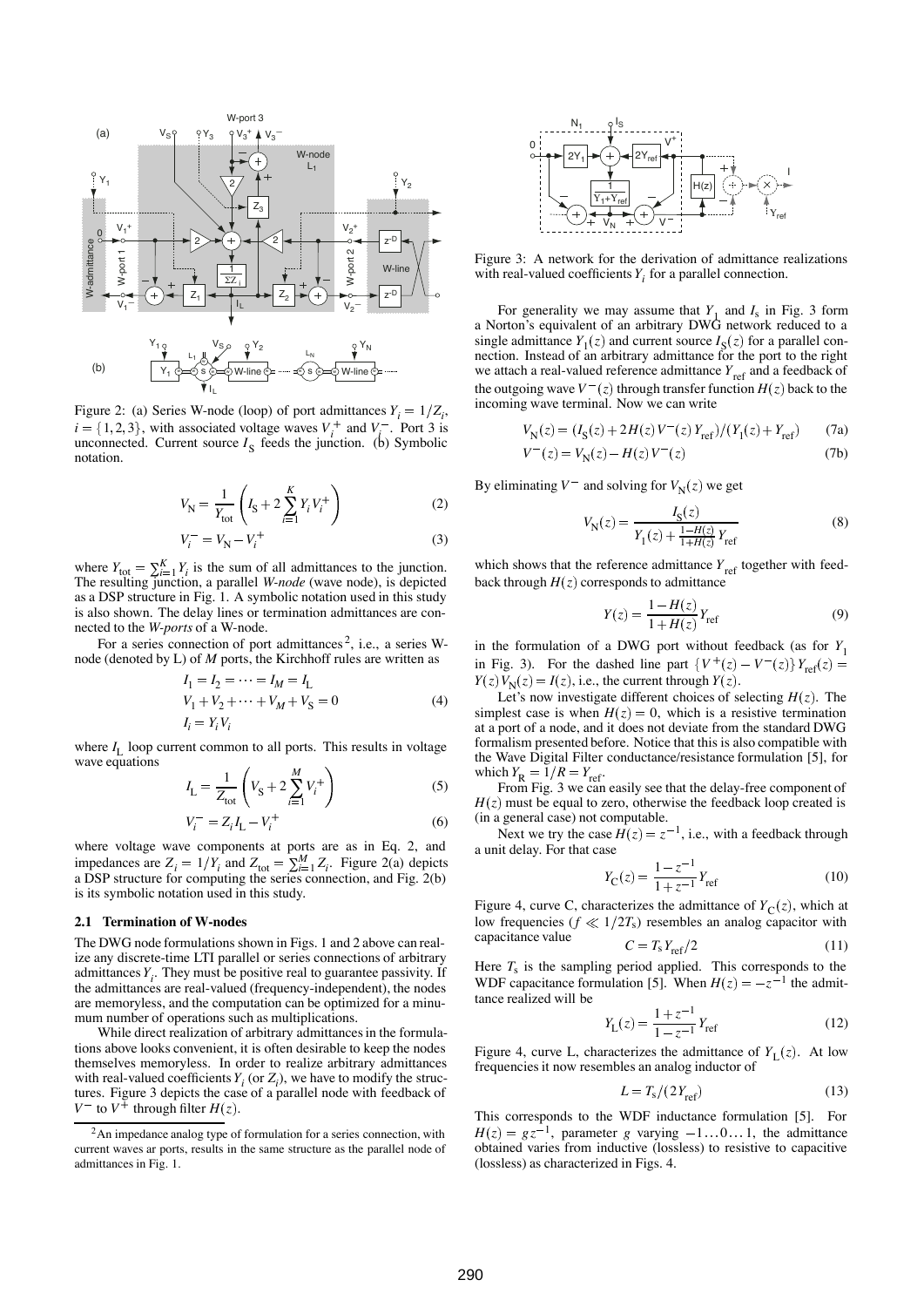Figure 2: (a) Series W-node (loop) of port admittances $Y_i = 1/Z_i$, $i = \{1,2,3\}$, with associated voltage waves $V_i^+$ and $V_i^-$. Port 3 is unconnected. Current source $I_S$ feeds the junction. (b) Symbolic notation.

$$V_N = \frac{1}{Y_{tot}}\left(I_S + 2\sum_{i=1}^{K} Y_i V_i^+\right) \tag{2}$$

$$V_i^- = V_N - V_i^+ \tag{3}$$

where $Y_{tot} = \sum_{i=1}^{K} Y_i$ is the sum of all admittances to the junction. The resulting junction, a parallel *W-node* (wave node), is depicted as a DSP structure in Fig. 1. A symbolic notation used in this study is also shown. The delay lines or termination admittances are connected to the *W-ports* of a W-node.

For a series connection of port admittances [2], i.e., a series W-node (denoted by L) of $M$ ports, the Kirchhoff rules are written as

$$\begin{aligned} I_1 = I_2 = \cdots = I_M = I_L \\ V_1 + V_2 + \cdots + V_M + V_S = 0 \\ I_i = Y_i V_i \end{aligned} \tag{4}$$

where $I_L$ loop current common to all ports. This results in voltage wave equations

$$I_L = \frac{1}{Z_{tot}}\left(V_S + 2\sum_{i=1}^{M} V_i^+\right) \tag{5}$$

$$V_i^- = Z_i I_L - V_i^+ \tag{6}$$

where voltage wave components at ports are as in Eq. 2, and impedances are $Z_i = 1/Y_i$ and $Z_{tot} = \sum_{i=1}^{M} Z_i$. Figure 2(a) depicts a DSP structure for computing the series connection, and Fig. 2(b) is its symbolic notation used in this study.

### 2.1 Termination of W-nodes

The DWG node formulations shown in Figs. 1 and 2 above can realize any discrete-time LTI parallel or series connections of arbitrary admittances $Y_i$. They must be positive real to guarantee passivity. If the admittances are real-valued (frequency-independent), the nodes are memoryless, and the computation can be optimized for a minumum number of operations such as multiplications.

While direct realization of arbitrary admittances in the formulations above looks convenient, it is often desirable to keep the nodes themselves memoryless. In order to realize arbitrary admittances with real-valued coefficients $Y_i$ (or $Z_i$), we have to modify the structures. Figure 3 depicts the case of a parallel node with feedback of $V^-$ to $V^+$ through filter $H(z)$.

[2] An impedance analog type of formulation for a series connection, with current waves ar ports, results in the same structure as the parallel node of admittances in Fig. 1.

Figure 3: A network for the derivation of admittance realizations with real-valued coefficients $Y_i$ for a parallel connection.

For generality we may assume that $Y_1$ and $I_s$ in Fig. 3 form a Norton's equivalent of an arbitrary DWG network reduced to a single admittance $Y_1(z)$ and current source $I_S(z)$ for a parallel connection. Instead of an arbitrary admittance for the port to the right we attach a real-valued reference admittance $Y_{ref}$ and a feedback of the outgoing wave $V^-(z)$ through transfer function $H(z)$ back to the incoming wave terminal. Now we can write

$$V_N(z) = (I_S(z) + 2H(z)V^-(z)\,Y_{ref})/(Y_1(z) + Y_{ref}) \tag{7a}$$

$$V^-(z) = V_N(z) - H(z)\,V^-(z) \tag{7b}$$

By eliminating $V^-$ and solving for $V_N(z)$ we get

$$V_N(z) = \frac{I_S(z)}{Y_1(z) + \frac{1-H(z)}{1+H(z)}Y_{ref}} \tag{8}$$

which shows that the reference admittance $Y_{ref}$ together with feedback through $H(z)$ corresponds to admittance

$$Y(z) = \frac{1-H(z)}{1+H(z)}Y_{ref} \tag{9}$$

in the formulation of a DWG port without feedback (as for $Y_1$ in Fig. 3). For the dashed line part $\{V^+(z) - V^-(z)\}Y_{ref}(z) = Y(z)V_N(z) = I(z)$, i.e., the current through $Y(z)$.

Let's now investigate different choices of selecting $H(z)$. The simplest case is when $H(z) = 0$, which is a resistive termination at a port of a node, and it does not deviate from the standard DWG formalism presented before. Notice that this is also compatible with the Wave Digital Filter conductance/resistance formulation [5], for which $Y_R = 1/R = Y_{ref}$.

From Fig. 3 we can easily see that the delay-free component of $H(z)$ must be equal to zero, otherwise the feedback loop created is (in a general case) not computable.

Next we try the case $H(z) = z^{-1}$, i.e., with a feedback through a unit delay. For that case

$$Y_C(z) = \frac{1-z^{-1}}{1+z^{-1}}Y_{ref} \tag{10}$$

Figure 4, curve C, characterizes the admittance of $Y_C(z)$, which at low frequencies ($f \ll 1/2T_s$) resembles an analog capacitor with capacitance value

$$C = T_s Y_{ref}/2 \tag{11}$$

Here $T_s$ is the sampling period applied. This corresponds to the WDF capacitance formulation [5]. When $H(z) = -z^{-1}$ the admittance realized will be

$$Y_L(z) = \frac{1+z^{-1}}{1-z^{-1}}Y_{ref} \tag{12}$$

Figure 4, curve L, characterizes the admittance of $Y_L(z)$. At low frequencies it now resembles an analog inductor of

$$L = T_s/(2Y_{ref}) \tag{13}$$

This corresponds to the WDF inductance formulation [5]. For $H(z) = gz^{-1}$, parameter $g$ varying $-1\ldots0\ldots1$, the admittance obtained varies from inductive (lossless) to resistive to capacitive (lossless) as characterized in Figs. 4.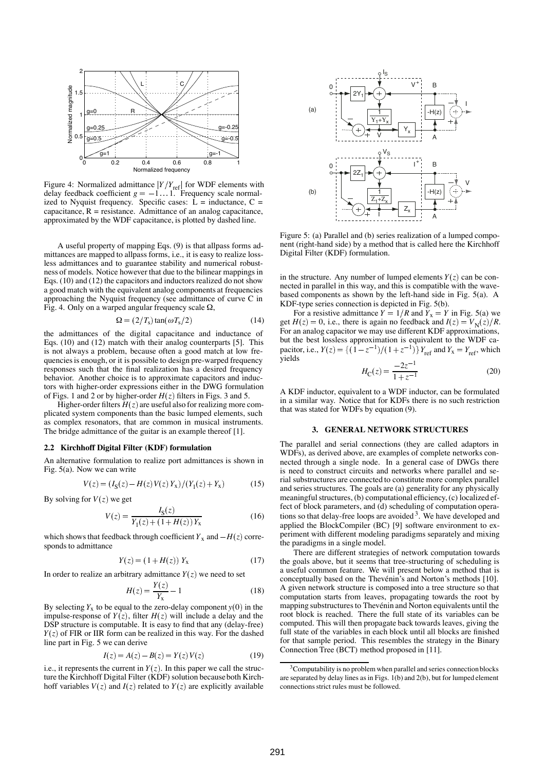Figure 4: Normalized admittance $|Y/Y_{\text{ref}}|$ for WDF elements with delay feedback coefficient $g = -1 \ldots 1$. Frequency scale normalized to Nyquist frequency. Specific cases: L = inductance, C = capacitance, R = resistance. Admittance of an analog capacitance, approximated by the WDF capacitance, is plotted by dashed line.

A useful property of mapping Eqs. (9) is that allpass forms admittances are mapped to allpass forms, i.e., it is easy to realize lossless admittances and to guarantee stability and numerical robustness of models. Notice however that due to the bilinear mappings in Eqs. (10) and (12) the capacitors and inductors realized do not show a good match with the equivalent analog components at frequencies approaching the Nyquist frequency (see admittance of curve C in Fig. 4. Only on a warped angular frequency scale $\Omega$,

$$\Omega = (2/T_s)\tan(\omega T_s/2) \tag{14}$$

the admittances of the digital capacitance and inductance of Eqs. (10) and (12) match with their analog counterparts [5]. This is not always a problem, because often a good match at low frequencies is enough, or it is possible to design pre-warped frequency responses such that the final realization has a desired frequency behavior. Another choice is to approximate capacitors and inductors with higher-order expressions either in the DWG formulation of Figs. 1 and 2 or by higher-order $H(z)$ filters in Figs. 3 and 5.

Higher-order filters $H(z)$ are useful also for realizing more complicated system components than the basic lumped elements, such as complex resonators, that are common in musical instruments. The bridge admittance of the guitar is an example thereof [1].

### 2.2 Kirchhoff Digital Filter (KDF) formulation

An alternative formulation to realize port admittances is shown in Fig. 5(a). Now we can write

$$V(z) = (I_S(z) - H(z)V(z)Y_x)/(Y_1(z) + Y_x) \tag{15}$$

By solving for $V(z)$ we get

$$V(z) = \frac{I_S(z)}{Y_1(z) + (1 + H(z))Y_x} \tag{16}$$

which shows that feedback through coefficient $Y_x$ and $-H(z)$ corresponds to admittance

$$Y(z) = (1 + H(z))\, Y_x \tag{17}$$

In order to realize an arbitrary admittance $Y(z)$ we need to set

$$H(z) = \frac{Y(z)}{Y_x} - 1 \tag{18}$$

By selecting $Y_x$ to be equal to the zero-delay component $y(0)$ in the impulse-response of $Y(z)$, filter $H(z)$ will include a delay and the DSP structure is computable. It is easy to find that any (delay-free) $Y(z)$ of FIR or IIR form can be realized in this way. For the dashed line part in Fig. 5 we can derive

$$I(z) = A(z) - B(z) = Y(z)V(z) \tag{19}$$

i.e., it represents the current in $Y(z)$. In this paper we call the structure the Kirchhoff Digital Filter (KDF) solution because both Kirchhoff variables $V(z)$ and $I(z)$ related to $Y(z)$ are explicitly available in the structure. Any number of lumped elements $Y(z)$ can be connected in parallel in this way, and this is compatible with the wave-based components as shown by the left-hand side in Fig. 5(a). A KDF-type series connection is depicted in Fig. 5(b).

Figure 5: (a) Parallel and (b) series realization of a lumped component (right-hand side) by a method that is called here the Kirchhoff Digital Filter (KDF) formulation.

For a resistive admittance $Y = 1/R$ and $Y_x = Y$ in Fig. 5(a) we get $H(z) = 0$, i.e., there is again no feedback and $I(z) = V_N(z)/R$. For an analog capacitor we may use different KDF approximations, but the best lossless approximation is equivalent to the WDF capacitor, i.e., $Y(z) = \{(1 - z^{-1})/(1 + z^{-1})\}Y_{\text{ref}}$ and $Y_x = Y_{\text{ref}}$, which yields

$$H_C(z) = \frac{-2z^{-1}}{1 + z^{-1}} \tag{20}$$

A KDF inductor, equivalent to a WDF inductor, can be formulated in a similar way. Notice that for KDFs there is no such restriction that was stated for WDFs by equation (9).

## 3. GENERAL NETWORK STRUCTURES

The parallel and serial connections (they are called adaptors in WDFs), as derived above, are examples of complete networks connected through a single node. In a general case of DWGs there is need to construct circuits and networks where parallel and serial substructures are connected to constitute more complex parallel and series structures. The goals are (a) generality for any physically meaningful structures, (b) computational efficiency, (c) localized effect of block parameters, and (d) scheduling of computation operations so that delay-free loops are avoided [3]. We have developed and applied the BlockCompiler (BC) [9] software environment to experiment with different modeling paradigms separately and mixing the paradigms in a single model.

There are different strategies of network computation towards the goals above, but it seems that tree-structuring of scheduling is a useful common feature. We will present below a method that is conceptually based on the Thévénin's and Norton's methods [10]. A given network structure is composed into a tree structure so that computation starts from leaves, propagating towards the root by mapping substructures to Thévénin and Norton equivalents until the root block is reached. There the full state of its variables can be computed. This will then propagate back towards leaves, giving the full state of the variables in each block until all blocks are finished for that sample period. This resembles the strategy in the Binary Connection Tree (BCT) method proposed in [11].

[3] Computability is no problem when parallel and series connection blocks are separated by delay lines as in Figs. 1(b) and 2(b), but for lumped element connections strict rules must be followed.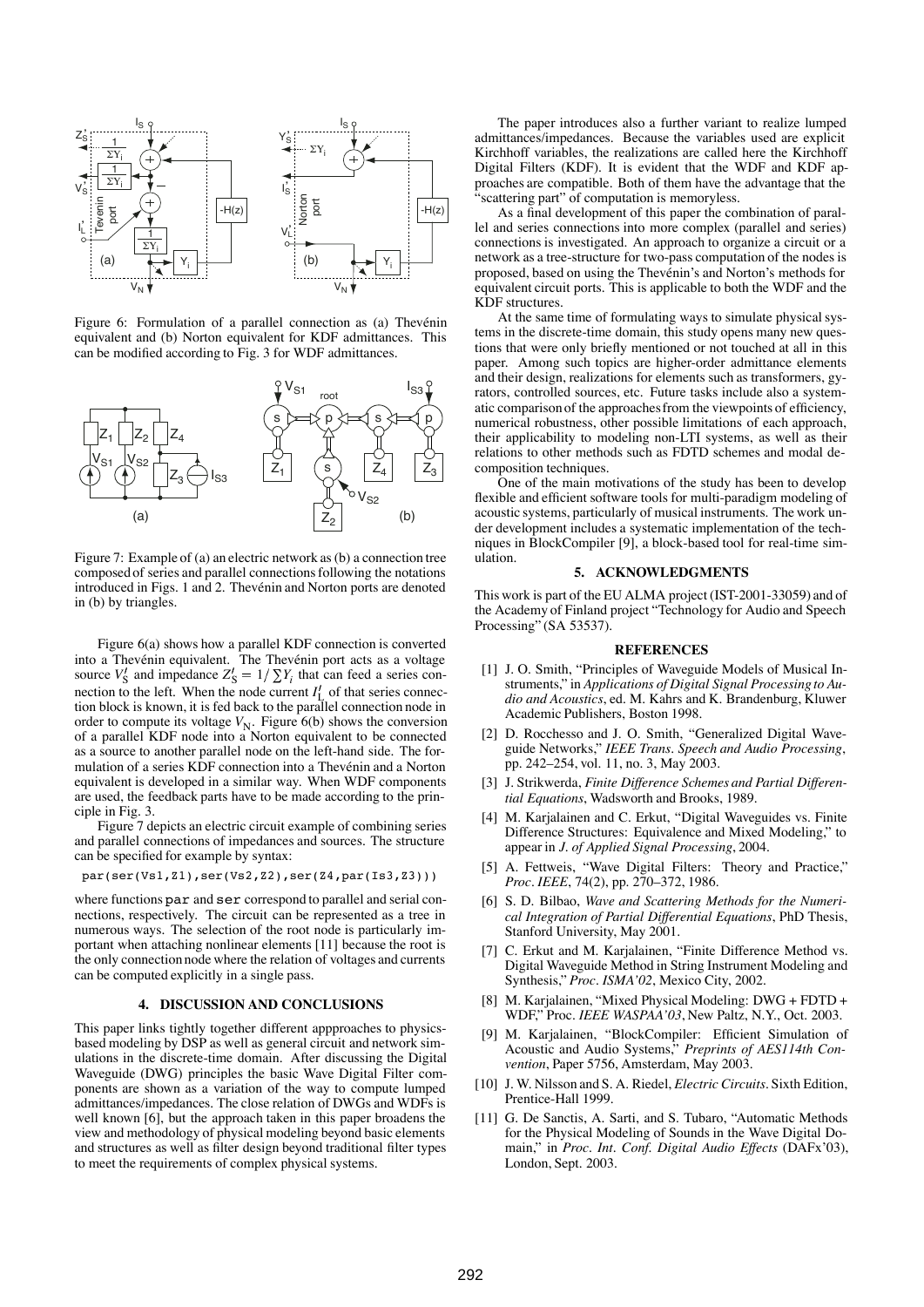Figure 6: Formulation of a parallel connection as (a) Thevénin equivalent and (b) Norton equivalent for KDF admittances. This can be modified according to Fig. 3 for WDF admittances.

Figure 7: Example of (a) an electric network as (b) a connection tree composed of series and parallel connections following the notations introduced in Figs. 1 and 2. Thevénin and Norton ports are denoted in (b) by triangles.

Figure 6(a) shows how a parallel KDF connection is converted into a Thevénin equivalent. The Thevénin port acts as a voltage source $V_S'$ and impedance $Z_S' = 1/\sum Y_i$ that can feed a series connection to the left. When the node current $I_L'$ of that series connection block is known, it is fed back to the parallel connection node in order to compute its voltage $V_N$. Figure 6(b) shows the conversion of a parallel KDF node into a Norton equivalent to be connected as a source to another parallel node on the left-hand side. The formulation of a series KDF connection into a Thevénin and a Norton equivalent is developed in a similar way. When WDF components are used, the feedback parts have to be made according to the principle in Fig. 3.

Figure 7 depicts an electric circuit example of combining series and parallel connections of impedances and sources. The structure can be specified for example by syntax:

```
par(ser(Vs1,Z1),ser(Vs2,Z2),ser(Z4,par(Is3,Z3)))
```

where functions `par` and `ser` correspond to parallel and serial connections, respectively. The circuit can be represented as a tree in numerous ways. The selection of the root node is particularly important when attaching nonlinear elements [11] because the root is the only connection node where the relation of voltages and currents can be computed explicitly in a single pass.

## 4. DISCUSSION AND CONCLUSIONS

This paper links tightly together different appproaches to physics-based modeling by DSP as well as general circuit and network simulations in the discrete-time domain. After discussing the Digital Waveguide (DWG) principles the basic Wave Digital Filter components are shown as a variation of the way to compute lumped admittances/impedances. The close relation of DWGs and WDFs is well known [6], but the approach taken in this paper broadens the view and methodology of physical modeling beyond basic elements and structures as well as filter design beyond traditional filter types to meet the requirements of complex physical systems.

The paper introduces also a further variant to realize lumped admittances/impedances. Because the variables used are explicit Kirchhoff variables, the realizations are called here the Kirchhoff Digital Filters (KDF). It is evident that the WDF and KDF approaches are compatible. Both of them have the advantage that the "scattering part" of computation is memoryless.

As a final development of this paper the combination of parallel and series connections into more complex (parallel and series) connections is investigated. An approach to organize a circuit or a network as a tree-structure for two-pass computation of the nodes is proposed, based on using the Thevénin's and Norton's methods for equivalent circuit ports. This is applicable to both the WDF and the KDF structures.

At the same time of formulating ways to simulate physical systems in the discrete-time domain, this study opens many new questions that were only briefly mentioned or not touched at all in this paper. Among such topics are higher-order admittance elements and their design, realizations for elements such as transformers, gyrators, controlled sources, etc. Future tasks include also a systematic comparison of the approaches from the viewpoints of efficiency, numerical robustness, other possible limitations of each approach, their applicability to modeling non-LTI systems, as well as their relations to other methods such as FDTD schemes and modal decomposition techniques.

One of the main motivations of the study has been to develop flexible and efficient software tools for multi-paradigm modeling of acoustic systems, particularly of musical instruments. The work under development includes a systematic implementation of the techniques in BlockCompiler [9], a block-based tool for real-time simulation.

## 5. ACKNOWLEDGMENTS

This work is part of the EU ALMA project (IST-2001-33059) and of the Academy of Finland project "Technology for Audio and Speech Processing" (SA 53537).

## REFERENCES

[1] J. O. Smith, "Principles of Waveguide Models of Musical Instruments," in *Applications of Digital Signal Processing to Audio and Acoustics*, ed. M. Kahrs and K. Brandenburg, Kluwer Academic Publishers, Boston 1998.

[2] D. Rocchesso and J. O. Smith, "Generalized Digital Waveguide Networks," *IEEE Trans. Speech and Audio Processing*, pp. 242–254, vol. 11, no. 3, May 2003.

[3] J. Strikwerda, *Finite Difference Schemes and Partial Differential Equations*, Wadsworth and Brooks, 1989.

[4] M. Karjalainen and C. Erkut, "Digital Waveguides vs. Finite Difference Structures: Equivalence and Mixed Modeling," to appear in *J. of Applied Signal Processing*, 2004.

[5] A. Fettweis, "Wave Digital Filters: Theory and Practice," *Proc. IEEE*, 74(2), pp. 270–372, 1986.

[6] S. D. Bilbao, *Wave and Scattering Methods for the Numerical Integration of Partial Differential Equations*, PhD Thesis, Stanford University, May 2001.

[7] C. Erkut and M. Karjalainen, "Finite Difference Method vs. Digital Waveguide Method in String Instrument Modeling and Synthesis," *Proc. ISMA'02*, Mexico City, 2002.

[8] M. Karjalainen, "Mixed Physical Modeling: DWG + FDTD + WDF," Proc. *IEEE WASPAA'03*, New Paltz, N.Y., Oct. 2003.

[9] M. Karjalainen, "BlockCompiler: Efficient Simulation of Acoustic and Audio Systems," *Preprints of AES114th Convention*, Paper 5756, Amsterdam, May 2003.

[10] J. W. Nilsson and S. A. Riedel, *Electric Circuits*. Sixth Edition, Prentice-Hall 1999.

[11] G. De Sanctis, A. Sarti, and S. Tubaro, "Automatic Methods for the Physical Modeling of Sounds in the Wave Digital Domain," in *Proc. Int. Conf. Digital Audio Effects* (DAFx'03), London, Sept. 2003.